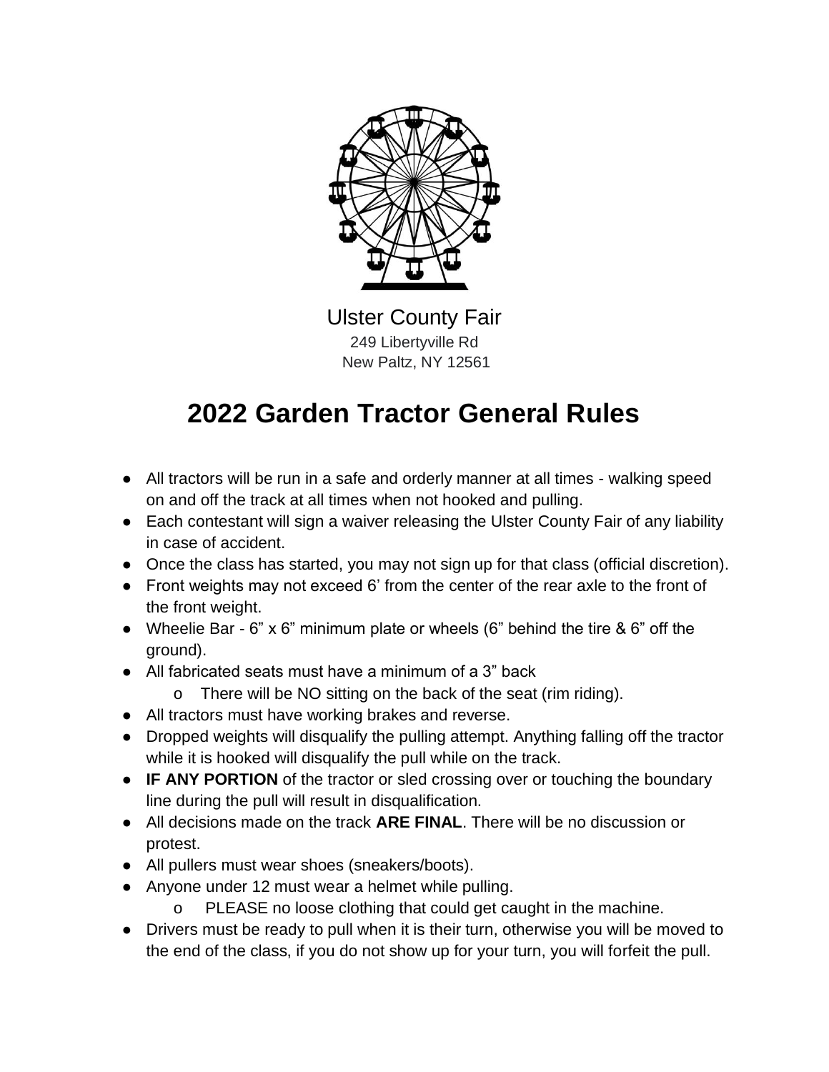Ulster County Fair
249 Libertyville Rd
New Paltz, NY 12561

# 2022 Garden Tractor General Rules

- All tractors will be run in a safe and orderly manner at all times - walking speed on and off the track at all times when not hooked and pulling.
- Each contestant will sign a waiver releasing the Ulster County Fair of any liability in case of accident.
- Once the class has started, you may not sign up for that class (official discretion).
- Front weights may not exceed 6' from the center of the rear axle to the front of the front weight.
- Wheelie Bar - 6" x 6" minimum plate or wheels (6" behind the tire & 6" off the ground).
- All fabricated seats must have a minimum of a 3" back
  - There will be NO sitting on the back of the seat (rim riding).
- All tractors must have working brakes and reverse.
- Dropped weights will disqualify the pulling attempt. Anything falling off the tractor while it is hooked will disqualify the pull while on the track.
- **IF ANY PORTION** of the tractor or sled crossing over or touching the boundary line during the pull will result in disqualification.
- All decisions made on the track **ARE FINAL**. There will be no discussion or protest.
- All pullers must wear shoes (sneakers/boots).
- Anyone under 12 must wear a helmet while pulling.
  - PLEASE no loose clothing that could get caught in the machine.
- Drivers must be ready to pull when it is their turn, otherwise you will be moved to the end of the class, if you do not show up for your turn, you will forfeit the pull.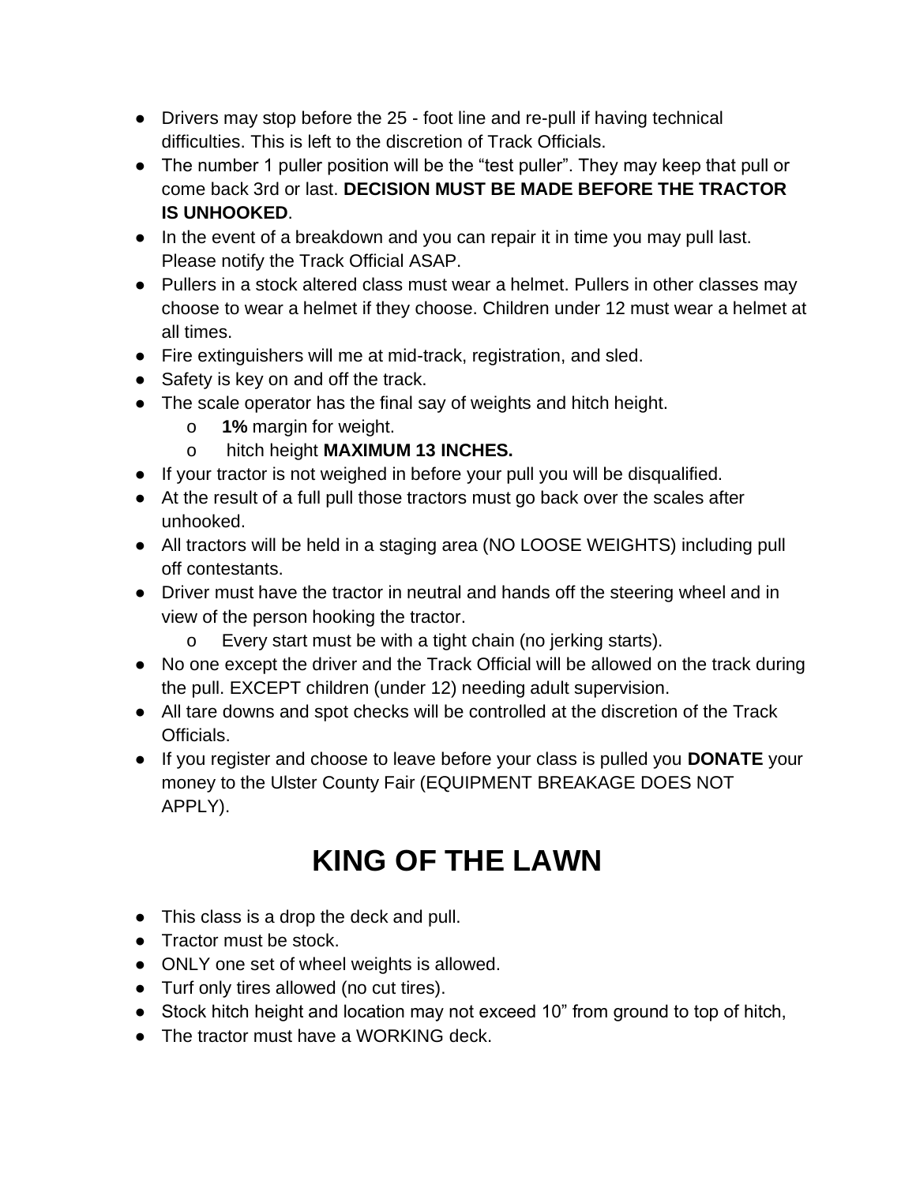- Drivers may stop before the 25 - foot line and re-pull if having technical difficulties. This is left to the discretion of Track Officials.
- The number 1 puller position will be the “test puller”. They may keep that pull or come back 3rd or last. **DECISION MUST BE MADE BEFORE THE TRACTOR IS UNHOOKED**.
- In the event of a breakdown and you can repair it in time you may pull last. Please notify the Track Official ASAP.
- Pullers in a stock altered class must wear a helmet. Pullers in other classes may choose to wear a helmet if they choose. Children under 12 must wear a helmet at all times.
- Fire extinguishers will me at mid-track, registration, and sled.
- Safety is key on and off the track.
- The scale operator has the final say of weights and hitch height.
    - **1%** margin for weight.
    - hitch height **MAXIMUM 13 INCHES.**
- If your tractor is not weighed in before your pull you will be disqualified.
- At the result of a full pull those tractors must go back over the scales after unhooked.
- All tractors will be held in a staging area (NO LOOSE WEIGHTS) including pull off contestants.
- Driver must have the tractor in neutral and hands off the steering wheel and in view of the person hooking the tractor.
    - Every start must be with a tight chain (no jerking starts).
- No one except the driver and the Track Official will be allowed on the track during the pull. EXCEPT children (under 12) needing adult supervision.
- All tare downs and spot checks will be controlled at the discretion of the Track Officials.
- If you register and choose to leave before your class is pulled you **DONATE** your money to the Ulster County Fair (EQUIPMENT BREAKAGE DOES NOT APPLY).

# KING OF THE LAWN

- This class is a drop the deck and pull.
- Tractor must be stock.
- ONLY one set of wheel weights is allowed.
- Turf only tires allowed (no cut tires).
- Stock hitch height and location may not exceed 10” from ground to top of hitch,
- The tractor must have a WORKING deck.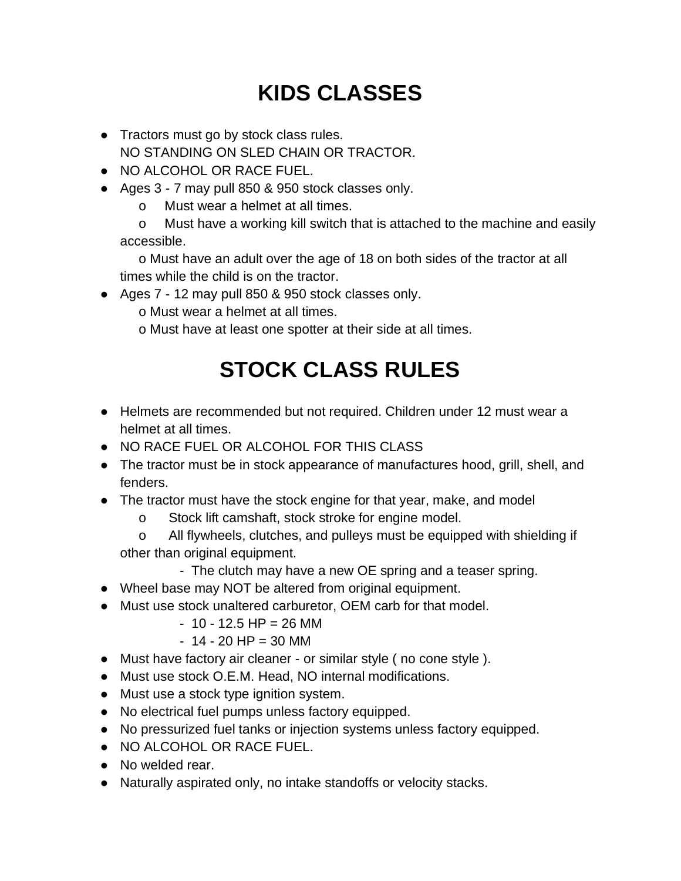# KIDS CLASSES

- Tractors must go by stock class rules.
  NO STANDING ON SLED CHAIN OR TRACTOR.
- NO ALCOHOL OR RACE FUEL.
- Ages 3 - 7 may pull 850 & 950 stock classes only.
  - Must wear a helmet at all times.
  - Must have a working kill switch that is attached to the machine and easily accessible.
  - Must have an adult over the age of 18 on both sides of the tractor at all times while the child is on the tractor.
- Ages 7 - 12 may pull 850 & 950 stock classes only.
  - Must wear a helmet at all times.
  - Must have at least one spotter at their side at all times.

# STOCK CLASS RULES

- Helmets are recommended but not required. Children under 12 must wear a helmet at all times.
- NO RACE FUEL OR ALCOHOL FOR THIS CLASS
- The tractor must be in stock appearance of manufactures hood, grill, shell, and fenders.
- The tractor must have the stock engine for that year, make, and model
  - Stock lift camshaft, stock stroke for engine model.
  - All flywheels, clutches, and pulleys must be equipped with shielding if other than original equipment.
    - The clutch may have a new OE spring and a teaser spring.
- Wheel base may NOT be altered from original equipment.
- Must use stock unaltered carburetor, OEM carb for that model.
  - 10 - 12.5 HP = 26 MM
  - 14 - 20 HP = 30 MM
- Must have factory air cleaner - or similar style ( no cone style ).
- Must use stock O.E.M. Head, NO internal modifications.
- Must use a stock type ignition system.
- No electrical fuel pumps unless factory equipped.
- No pressurized fuel tanks or injection systems unless factory equipped.
- NO ALCOHOL OR RACE FUEL.
- No welded rear.
- Naturally aspirated only, no intake standoffs or velocity stacks.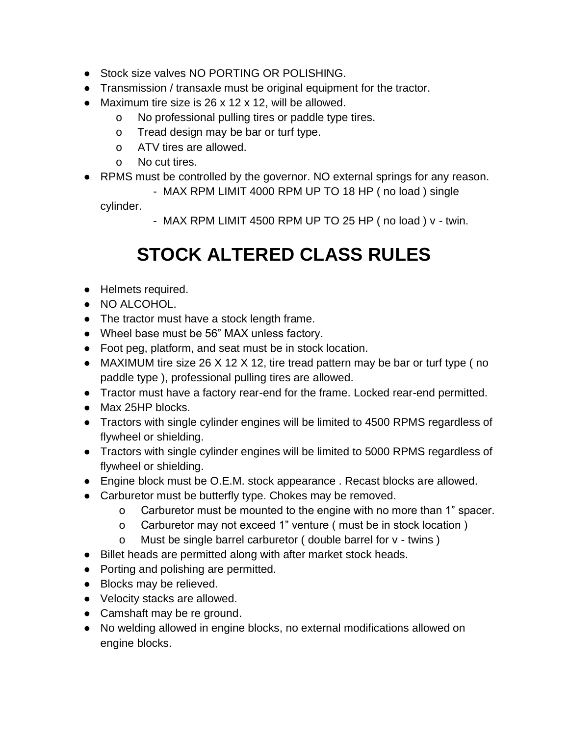- Stock size valves NO PORTING OR POLISHING.
- Transmission / transaxle must be original equipment for the tractor.
- Maximum tire size is 26 x 12 x 12, will be allowed.
  - No professional pulling tires or paddle type tires.
  - Tread design may be bar or turf type.
  - ATV tires are allowed.
  - No cut tires.
- RPMS must be controlled by the governor. NO external springs for any reason.
  - MAX RPM LIMIT 4000 RPM UP TO 18 HP ( no load ) single cylinder.
  - MAX RPM LIMIT 4500 RPM UP TO 25 HP ( no load ) v - twin.

# STOCK ALTERED CLASS RULES

- Helmets required.
- NO ALCOHOL.
- The tractor must have a stock length frame.
- Wheel base must be 56” MAX unless factory.
- Foot peg, platform, and seat must be in stock location.
- MAXIMUM tire size 26 X 12 X 12, tire tread pattern may be bar or turf type ( no paddle type ), professional pulling tires are allowed.
- Tractor must have a factory rear-end for the frame. Locked rear-end permitted.
- Max 25HP blocks.
- Tractors with single cylinder engines will be limited to 4500 RPMS regardless of flywheel or shielding.
- Tractors with single cylinder engines will be limited to 5000 RPMS regardless of flywheel or shielding.
- Engine block must be O.E.M. stock appearance . Recast blocks are allowed.
- Carburetor must be butterfly type. Chokes may be removed.
  - Carburetor must be mounted to the engine with no more than 1” spacer.
  - Carburetor may not exceed 1” venture ( must be in stock location )
  - Must be single barrel carburetor ( double barrel for v - twins )
- Billet heads are permitted along with after market stock heads.
- Porting and polishing are permitted.
- Blocks may be relieved.
- Velocity stacks are allowed.
- Camshaft may be re ground.
- No welding allowed in engine blocks, no external modifications allowed on engine blocks.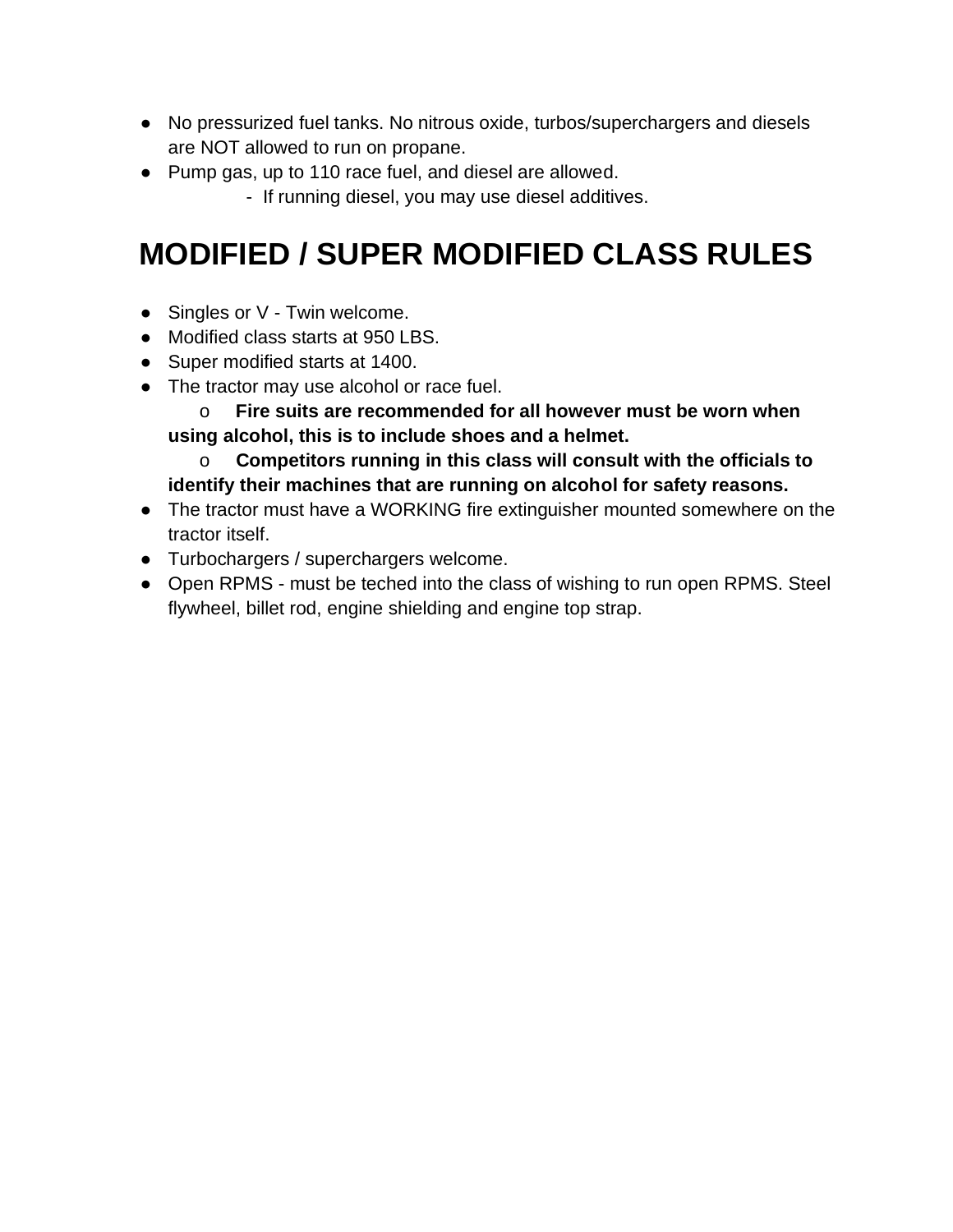- No pressurized fuel tanks. No nitrous oxide, turbos/superchargers and diesels are NOT allowed to run on propane.
- Pump gas, up to 110 race fuel, and diesel are allowed.
  - If running diesel, you may use diesel additives.

# MODIFIED / SUPER MODIFIED CLASS RULES

- Singles or V - Twin welcome.
- Modified class starts at 950 LBS.
- Super modified starts at 1400.
- The tractor may use alcohol or race fuel.
  - **Fire suits are recommended for all however must be worn when using alcohol, this is to include shoes and a helmet.**
  - **Competitors running in this class will consult with the officials to identify their machines that are running on alcohol for safety reasons.**
- The tractor must have a WORKING fire extinguisher mounted somewhere on the tractor itself.
- Turbochargers / superchargers welcome.
- Open RPMS - must be teched into the class of wishing to run open RPMS. Steel flywheel, billet rod, engine shielding and engine top strap.